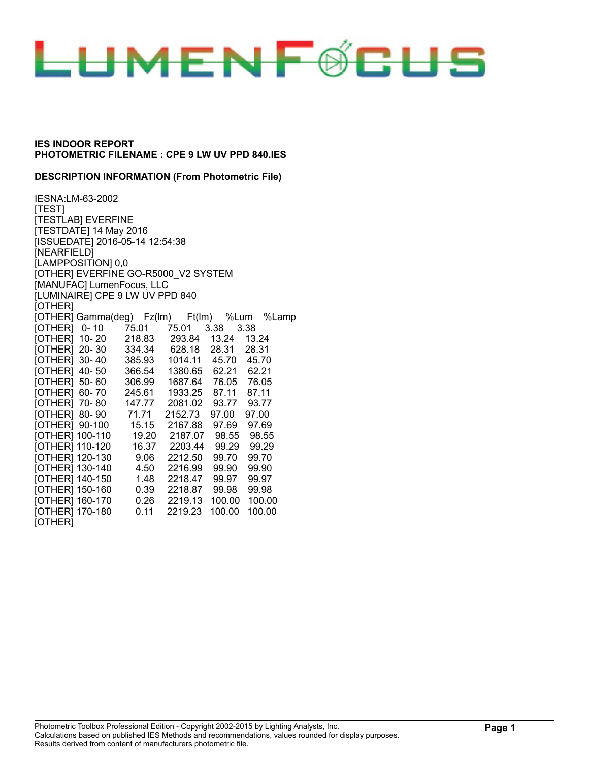LUMENFOCUS

**IES INDOOR REPORT**
**PHOTOMETRIC FILENAME : CPE 9 LW UV PPD 840.IES**

**DESCRIPTION INFORMATION (From Photometric File)**

IESNA:LM-63-2002
[TEST]
[TESTLAB] EVERFINE
[TESTDATE] 14 May 2016
[ISSUEDATE] 2016-05-14 12:54:38
[NEARFIELD]
[LAMPPOSITION] 0,0
[OTHER] EVERFINE GO-R5000_V2 SYSTEM
[MANUFAC] LumenFocus, LLC
[LUMINAIRE] CPE 9 LW UV PPD 840
[OTHER]

| [OTHER] Gamma(deg) | Fz(lm) | Ft(lm) | %Lum | %Lamp |
|---|---|---|---|---|
| [OTHER] 0- 10 | 75.01 | 75.01 | 3.38 | 3.38 |
| [OTHER] 10- 20 | 218.83 | 293.84 | 13.24 | 13.24 |
| [OTHER] 20- 30 | 334.34 | 628.18 | 28.31 | 28.31 |
| [OTHER] 30- 40 | 385.93 | 1014.11 | 45.70 | 45.70 |
| [OTHER] 40- 50 | 366.54 | 1380.65 | 62.21 | 62.21 |
| [OTHER] 50- 60 | 306.99 | 1687.64 | 76.05 | 76.05 |
| [OTHER] 60- 70 | 245.61 | 1933.25 | 87.11 | 87.11 |
| [OTHER] 70- 80 | 147.77 | 2081.02 | 93.77 | 93.77 |
| [OTHER] 80- 90 | 71.71 | 2152.73 | 97.00 | 97.00 |
| [OTHER] 90-100 | 15.15 | 2167.88 | 97.69 | 97.69 |
| [OTHER] 100-110 | 19.20 | 2187.07 | 98.55 | 98.55 |
| [OTHER] 110-120 | 16.37 | 2203.44 | 99.29 | 99.29 |
| [OTHER] 120-130 | 9.06 | 2212.50 | 99.70 | 99.70 |
| [OTHER] 130-140 | 4.50 | 2216.99 | 99.90 | 99.90 |
| [OTHER] 140-150 | 1.48 | 2218.47 | 99.97 | 99.97 |
| [OTHER] 150-160 | 0.39 | 2218.87 | 99.98 | 99.98 |
| [OTHER] 160-170 | 0.26 | 2219.13 | 100.00 | 100.00 |
| [OTHER] 170-180 | 0.11 | 2219.23 | 100.00 | 100.00 |

[OTHER]

Photometric Toolbox Professional Edition - Copyright 2002-2015 by Lighting Analysts, Inc.
Calculations based on published IES Methods and recommendations, values rounded for display purposes.
Results derived from content of manufacturers photometric file.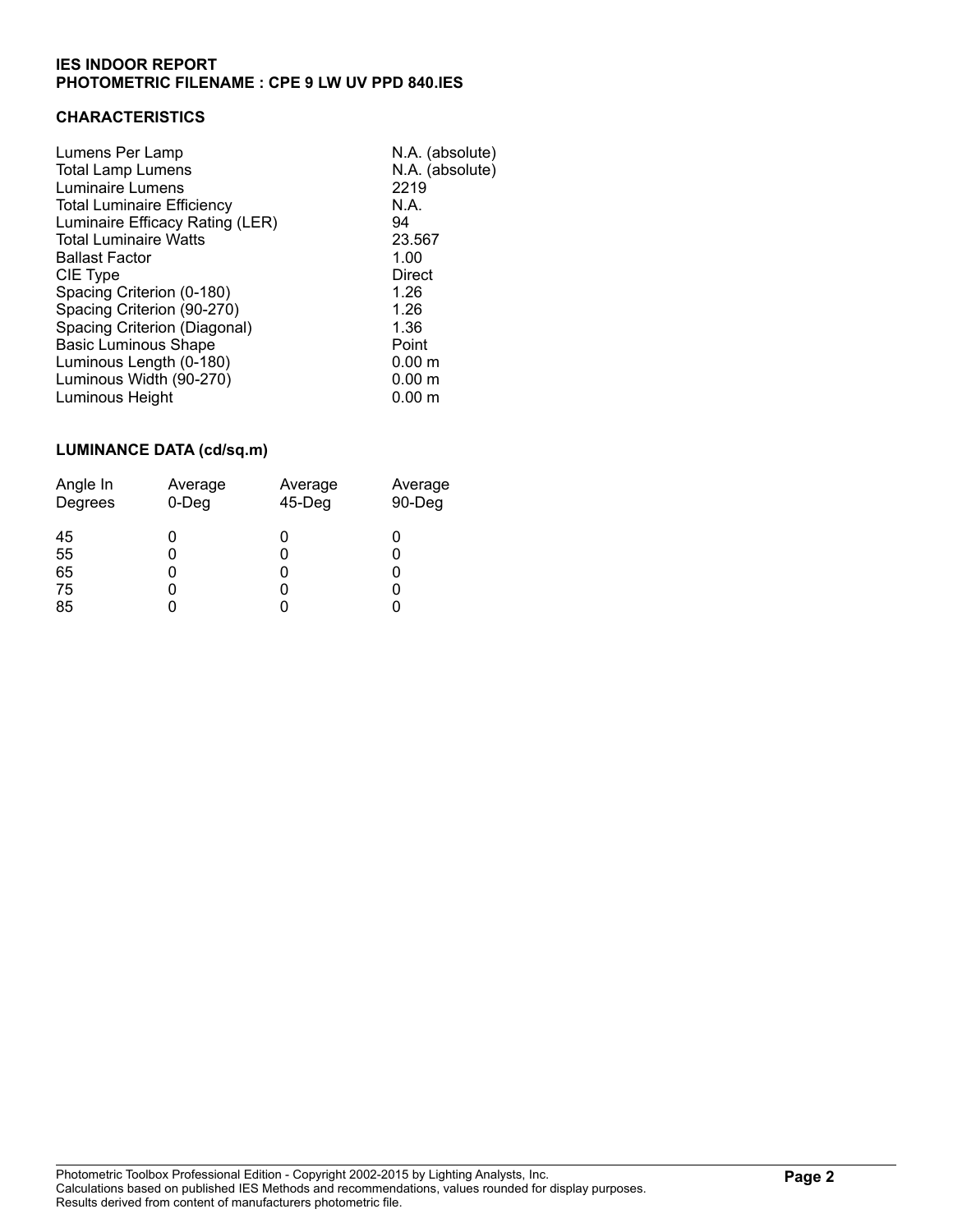**IES INDOOR REPORT**
**PHOTOMETRIC FILENAME : CPE 9 LW UV PPD 840.IES**

## CHARACTERISTICS

| | |
|---|---|
| Lumens Per Lamp | N.A. (absolute) |
| Total Lamp Lumens | N.A. (absolute) |
| Luminaire Lumens | 2219 |
| Total Luminaire Efficiency | N.A. |
| Luminaire Efficacy Rating (LER) | 94 |
| Total Luminaire Watts | 23.567 |
| Ballast Factor | 1.00 |
| CIE Type | Direct |
| Spacing Criterion (0-180) | 1.26 |
| Spacing Criterion (90-270) | 1.26 |
| Spacing Criterion (Diagonal) | 1.36 |
| Basic Luminous Shape | Point |
| Luminous Length (0-180) | 0.00 m |
| Luminous Width (90-270) | 0.00 m |
| Luminous Height | 0.00 m |

## LUMINANCE DATA (cd/sq.m)

| Angle In Degrees | Average 0-Deg | Average 45-Deg | Average 90-Deg |
|---|---|---|---|
| 45 | 0 | 0 | 0 |
| 55 | 0 | 0 | 0 |
| 65 | 0 | 0 | 0 |
| 75 | 0 | 0 | 0 |
| 85 | 0 | 0 | 0 |

Photometric Toolbox Professional Edition - Copyright 2002-2015 by Lighting Analysts, Inc.
Calculations based on published IES Methods and recommendations, values rounded for display purposes.
Results derived from content of manufacturers photometric file.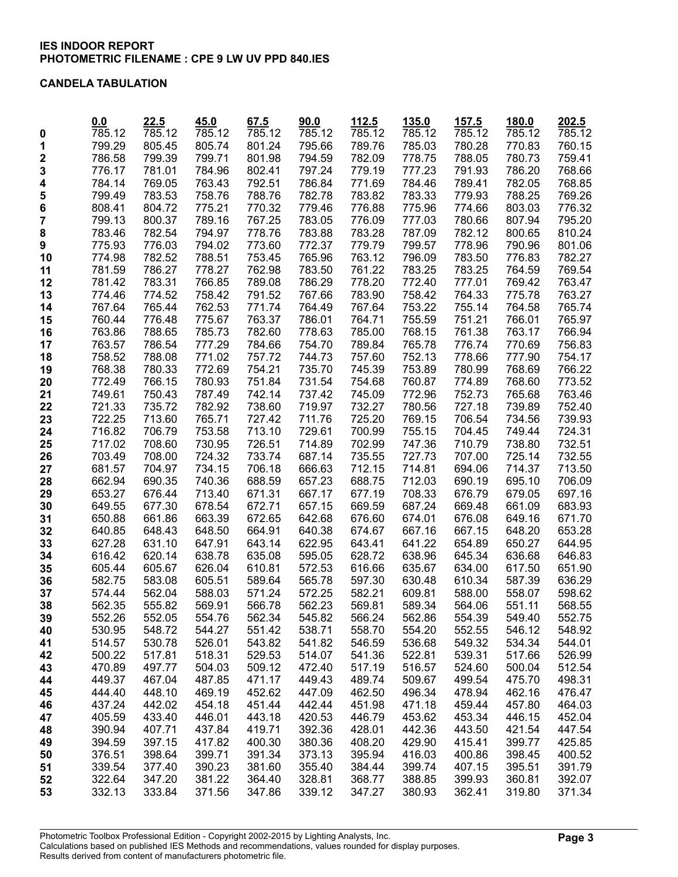**IES INDOOR REPORT**
**PHOTOMETRIC FILENAME : CPE 9 LW UV PPD 840.IES**

**CANDELA TABULATION**

| | 0.0 | 22.5 | 45.0 | 67.5 | 90.0 | 112.5 | 135.0 | 157.5 | 180.0 | 202.5 |
|---|---|---|---|---|---|---|---|---|---|---|
| 0 | 785.12 | 785.12 | 785.12 | 785.12 | 785.12 | 785.12 | 785.12 | 785.12 | 785.12 | 785.12 |
| 1 | 799.29 | 805.45 | 805.74 | 801.24 | 795.66 | 789.76 | 785.03 | 780.28 | 770.83 | 760.15 |
| 2 | 786.58 | 799.39 | 799.71 | 801.98 | 794.59 | 782.09 | 778.75 | 788.05 | 780.73 | 759.41 |
| 3 | 776.17 | 781.01 | 784.96 | 802.41 | 797.24 | 779.19 | 777.23 | 791.93 | 786.20 | 768.66 |
| 4 | 784.14 | 769.05 | 763.43 | 792.51 | 786.84 | 771.69 | 784.46 | 789.41 | 782.05 | 768.85 |
| 5 | 799.49 | 783.53 | 758.76 | 788.76 | 782.78 | 783.82 | 783.33 | 779.93 | 788.25 | 769.26 |
| 6 | 808.41 | 804.72 | 775.21 | 770.32 | 779.46 | 776.88 | 775.96 | 774.66 | 803.03 | 776.32 |
| 7 | 799.13 | 800.37 | 789.16 | 767.25 | 783.05 | 776.09 | 777.03 | 780.66 | 807.94 | 795.20 |
| 8 | 783.46 | 782.54 | 794.97 | 778.76 | 783.88 | 783.28 | 787.09 | 782.12 | 800.65 | 810.24 |
| 9 | 775.93 | 776.03 | 794.02 | 773.60 | 772.37 | 779.79 | 799.57 | 778.96 | 790.96 | 801.06 |
| 10 | 774.98 | 782.52 | 788.51 | 753.45 | 765.96 | 763.12 | 796.09 | 783.50 | 776.83 | 782.27 |
| 11 | 781.59 | 786.27 | 778.27 | 762.98 | 783.50 | 761.22 | 783.25 | 783.25 | 764.59 | 769.54 |
| 12 | 781.42 | 783.31 | 766.85 | 789.08 | 786.29 | 778.20 | 772.40 | 777.01 | 769.42 | 763.47 |
| 13 | 774.46 | 774.52 | 758.42 | 791.52 | 767.66 | 783.90 | 758.42 | 764.33 | 775.78 | 763.27 |
| 14 | 767.64 | 765.44 | 762.53 | 771.74 | 764.49 | 767.64 | 753.22 | 755.14 | 764.58 | 765.74 |
| 15 | 760.44 | 776.48 | 775.67 | 763.37 | 786.01 | 764.71 | 755.59 | 751.21 | 766.01 | 765.97 |
| 16 | 763.86 | 788.65 | 785.73 | 782.60 | 778.63 | 785.00 | 768.15 | 761.38 | 763.17 | 766.94 |
| 17 | 763.57 | 786.54 | 777.29 | 784.66 | 754.70 | 789.84 | 765.78 | 776.74 | 770.69 | 756.83 |
| 18 | 758.52 | 788.08 | 771.02 | 757.72 | 744.73 | 757.60 | 752.13 | 778.66 | 777.90 | 754.17 |
| 19 | 768.38 | 780.33 | 772.69 | 754.21 | 735.70 | 745.39 | 753.89 | 780.99 | 768.69 | 766.22 |
| 20 | 772.49 | 766.15 | 780.93 | 751.84 | 731.54 | 754.68 | 760.87 | 774.89 | 768.60 | 773.52 |
| 21 | 749.61 | 750.43 | 787.49 | 742.14 | 737.42 | 745.09 | 772.96 | 752.73 | 765.68 | 763.46 |
| 22 | 721.33 | 735.72 | 782.92 | 738.60 | 719.97 | 732.27 | 780.56 | 727.18 | 739.89 | 752.40 |
| 23 | 722.25 | 713.60 | 765.71 | 727.42 | 711.76 | 725.20 | 769.15 | 706.54 | 734.56 | 739.93 |
| 24 | 716.82 | 706.79 | 753.58 | 713.10 | 729.61 | 700.99 | 755.15 | 704.45 | 749.44 | 724.31 |
| 25 | 717.02 | 708.60 | 730.95 | 726.51 | 714.89 | 702.99 | 747.36 | 710.79 | 738.80 | 732.51 |
| 26 | 703.49 | 708.00 | 724.32 | 733.74 | 687.14 | 735.55 | 727.73 | 707.00 | 725.14 | 732.55 |
| 27 | 681.57 | 704.97 | 734.15 | 706.18 | 666.63 | 712.15 | 714.81 | 694.06 | 714.37 | 713.50 |
| 28 | 662.94 | 690.35 | 740.36 | 688.59 | 657.23 | 688.75 | 712.03 | 690.19 | 695.10 | 706.09 |
| 29 | 653.27 | 676.44 | 713.40 | 671.31 | 667.17 | 677.19 | 708.33 | 676.79 | 679.05 | 697.16 |
| 30 | 649.55 | 677.30 | 678.54 | 672.71 | 657.15 | 669.59 | 687.24 | 669.48 | 661.09 | 683.93 |
| 31 | 650.88 | 661.86 | 663.39 | 672.65 | 642.68 | 676.60 | 674.01 | 676.08 | 649.16 | 671.70 |
| 32 | 640.85 | 648.43 | 648.50 | 664.91 | 640.38 | 674.67 | 667.16 | 667.15 | 648.20 | 653.28 |
| 33 | 627.28 | 631.10 | 647.91 | 643.14 | 622.95 | 643.41 | 641.22 | 654.89 | 650.27 | 644.95 |
| 34 | 616.42 | 620.14 | 638.78 | 635.08 | 595.05 | 628.72 | 638.96 | 645.34 | 636.68 | 646.83 |
| 35 | 605.44 | 605.67 | 626.04 | 610.81 | 572.53 | 616.66 | 635.67 | 634.00 | 617.50 | 651.90 |
| 36 | 582.75 | 583.08 | 605.51 | 589.64 | 565.78 | 597.30 | 630.48 | 610.34 | 587.39 | 636.29 |
| 37 | 574.44 | 562.04 | 588.03 | 571.24 | 572.25 | 582.21 | 609.81 | 588.00 | 558.07 | 598.62 |
| 38 | 562.35 | 555.82 | 569.91 | 566.78 | 562.23 | 569.81 | 589.34 | 564.06 | 551.11 | 568.55 |
| 39 | 552.26 | 552.05 | 554.76 | 562.34 | 545.82 | 566.24 | 562.86 | 554.39 | 549.40 | 552.75 |
| 40 | 530.95 | 548.72 | 544.27 | 551.42 | 538.71 | 558.70 | 554.20 | 552.55 | 546.12 | 548.92 |
| 41 | 514.57 | 530.78 | 526.01 | 543.82 | 541.82 | 546.59 | 536.68 | 549.32 | 534.34 | 544.01 |
| 42 | 500.22 | 517.81 | 518.31 | 529.53 | 514.07 | 541.36 | 522.81 | 539.31 | 517.66 | 526.99 |
| 43 | 470.89 | 497.77 | 504.03 | 509.12 | 472.40 | 517.19 | 516.57 | 524.60 | 500.04 | 512.54 |
| 44 | 449.37 | 467.04 | 487.85 | 471.17 | 449.43 | 489.74 | 509.67 | 499.54 | 475.70 | 498.31 |
| 45 | 444.40 | 448.10 | 469.19 | 452.62 | 447.09 | 462.50 | 496.34 | 478.94 | 462.16 | 476.47 |
| 46 | 437.24 | 442.02 | 454.18 | 451.44 | 442.44 | 451.98 | 471.18 | 459.44 | 457.80 | 464.03 |
| 47 | 405.59 | 433.40 | 446.01 | 443.18 | 420.53 | 446.79 | 453.62 | 453.34 | 446.15 | 452.04 |
| 48 | 390.94 | 407.71 | 437.84 | 419.71 | 392.36 | 428.01 | 442.36 | 443.50 | 421.54 | 447.54 |
| 49 | 394.59 | 397.15 | 417.82 | 400.30 | 380.36 | 408.20 | 429.90 | 415.41 | 399.77 | 425.85 |
| 50 | 376.51 | 398.64 | 399.71 | 391.34 | 373.13 | 395.94 | 416.03 | 400.86 | 398.45 | 400.52 |
| 51 | 339.54 | 377.40 | 390.23 | 381.60 | 355.40 | 384.44 | 399.74 | 407.15 | 395.51 | 391.79 |
| 52 | 322.64 | 347.20 | 381.22 | 364.40 | 328.81 | 368.77 | 388.85 | 399.93 | 360.81 | 392.07 |
| 53 | 332.13 | 333.84 | 371.56 | 347.86 | 339.12 | 347.27 | 380.93 | 362.41 | 319.80 | 371.34 |

Photometric Toolbox Professional Edition - Copyright 2002-2015 by Lighting Analysts, Inc.
Calculations based on published IES Methods and recommendations, values rounded for display purposes.
Results derived from content of manufacturers photometric file.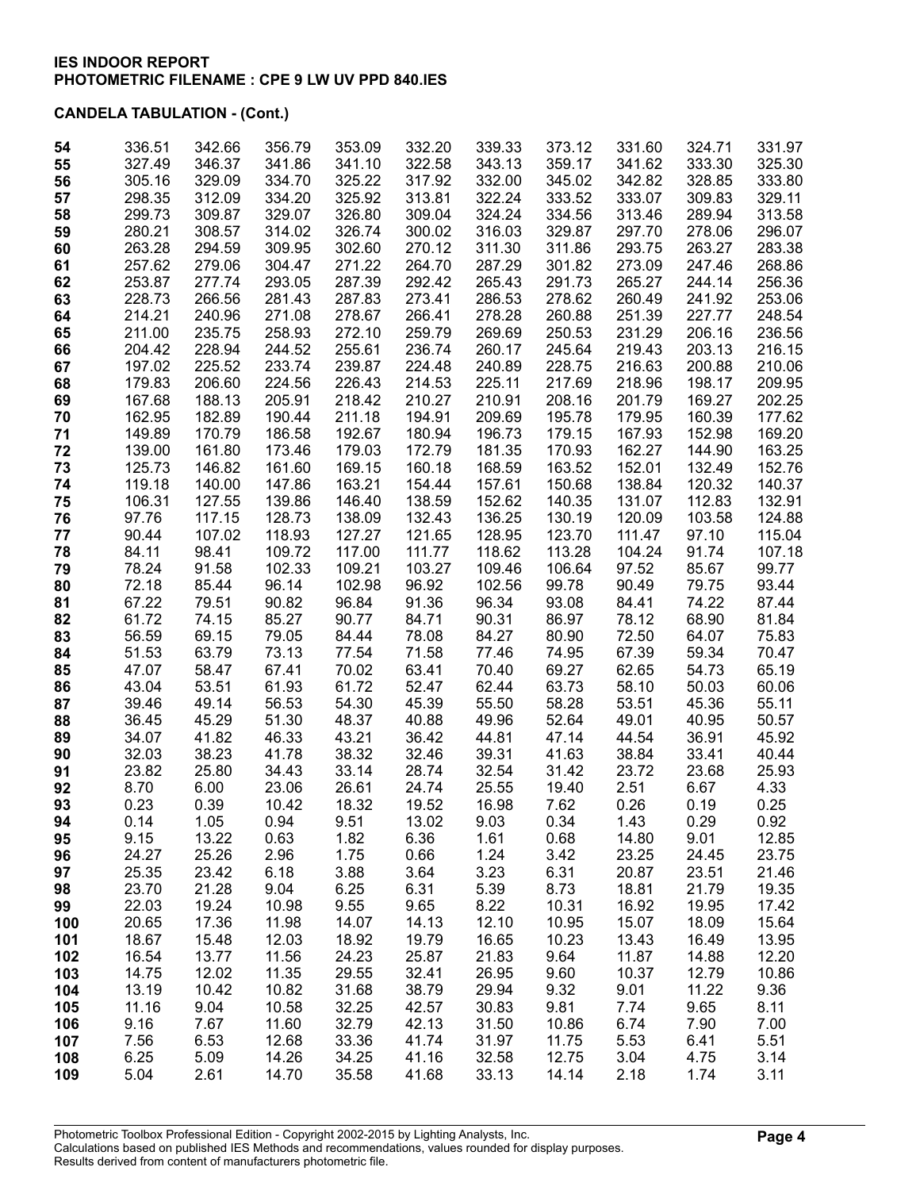**IES INDOOR REPORT**
**PHOTOMETRIC FILENAME : CPE 9 LW UV PPD 840.IES**

**CANDELA TABULATION - (Cont.)**

| | | | | | | | | | | |
|---|---|---|---|---|---|---|---|---|---|---|
| **54** | 336.51 | 342.66 | 356.79 | 353.09 | 332.20 | 339.33 | 373.12 | 331.60 | 324.71 | 331.97 |
| **55** | 327.49 | 346.37 | 341.86 | 341.10 | 322.58 | 343.13 | 359.17 | 341.62 | 333.30 | 325.30 |
| **56** | 305.16 | 329.09 | 334.70 | 325.22 | 317.92 | 332.00 | 345.02 | 342.82 | 328.85 | 333.80 |
| **57** | 298.35 | 312.09 | 334.20 | 325.92 | 313.81 | 322.24 | 333.52 | 333.07 | 309.83 | 329.11 |
| **58** | 299.73 | 309.87 | 329.07 | 326.80 | 309.04 | 324.24 | 334.56 | 313.46 | 289.94 | 313.58 |
| **59** | 280.21 | 308.57 | 314.02 | 326.74 | 300.02 | 316.03 | 329.87 | 297.70 | 278.06 | 296.07 |
| **60** | 263.28 | 294.59 | 309.95 | 302.60 | 270.12 | 311.30 | 311.86 | 293.75 | 263.27 | 283.38 |
| **61** | 257.62 | 279.06 | 304.47 | 271.22 | 264.70 | 287.29 | 301.82 | 273.09 | 247.46 | 268.86 |
| **62** | 253.87 | 277.74 | 293.05 | 287.39 | 292.42 | 265.43 | 291.73 | 265.27 | 244.14 | 256.36 |
| **63** | 228.73 | 266.56 | 281.43 | 287.83 | 273.41 | 286.53 | 278.62 | 260.49 | 241.92 | 253.06 |
| **64** | 214.21 | 240.96 | 271.08 | 278.67 | 266.41 | 278.28 | 260.88 | 251.39 | 227.77 | 248.54 |
| **65** | 211.00 | 235.75 | 258.93 | 272.10 | 259.79 | 269.69 | 250.53 | 231.29 | 206.16 | 236.56 |
| **66** | 204.42 | 228.94 | 244.52 | 255.61 | 236.74 | 260.17 | 245.64 | 219.43 | 203.13 | 216.15 |
| **67** | 197.02 | 225.52 | 233.74 | 239.87 | 224.48 | 240.89 | 228.75 | 216.63 | 200.88 | 210.06 |
| **68** | 179.83 | 206.60 | 224.56 | 226.43 | 214.53 | 225.11 | 217.69 | 218.96 | 198.17 | 209.95 |
| **69** | 167.68 | 188.13 | 205.91 | 218.42 | 210.27 | 210.91 | 208.16 | 201.79 | 169.27 | 202.25 |
| **70** | 162.95 | 182.89 | 190.44 | 211.18 | 194.91 | 209.69 | 195.78 | 179.95 | 160.39 | 177.62 |
| **71** | 149.89 | 170.79 | 186.58 | 192.67 | 180.94 | 196.73 | 179.15 | 167.93 | 152.98 | 169.20 |
| **72** | 139.00 | 161.80 | 173.46 | 179.03 | 172.79 | 181.35 | 170.93 | 162.27 | 144.90 | 163.25 |
| **73** | 125.73 | 146.82 | 161.60 | 169.15 | 160.18 | 168.59 | 163.52 | 152.01 | 132.49 | 152.76 |
| **74** | 119.18 | 140.00 | 147.86 | 163.21 | 154.44 | 157.61 | 150.68 | 138.84 | 120.32 | 140.37 |
| **75** | 106.31 | 127.55 | 139.86 | 146.40 | 138.59 | 152.62 | 140.35 | 131.07 | 112.83 | 132.91 |
| **76** | 97.76 | 117.15 | 128.73 | 138.09 | 132.43 | 136.25 | 130.19 | 120.09 | 103.58 | 124.88 |
| **77** | 90.44 | 107.02 | 118.93 | 127.27 | 121.65 | 128.95 | 123.70 | 111.47 | 97.10 | 115.04 |
| **78** | 84.11 | 98.41 | 109.72 | 117.00 | 111.77 | 118.62 | 113.28 | 104.24 | 91.74 | 107.18 |
| **79** | 78.24 | 91.58 | 102.33 | 109.21 | 103.27 | 109.46 | 106.64 | 97.52 | 85.67 | 99.77 |
| **80** | 72.18 | 85.44 | 96.14 | 102.98 | 96.92 | 102.56 | 99.78 | 90.49 | 79.75 | 93.44 |
| **81** | 67.22 | 79.51 | 90.82 | 96.84 | 91.36 | 96.34 | 93.08 | 84.41 | 74.22 | 87.44 |
| **82** | 61.72 | 74.15 | 85.27 | 90.77 | 84.71 | 90.31 | 86.97 | 78.12 | 68.90 | 81.84 |
| **83** | 56.59 | 69.15 | 79.05 | 84.44 | 78.08 | 84.27 | 80.90 | 72.50 | 64.07 | 75.83 |
| **84** | 51.53 | 63.79 | 73.13 | 77.54 | 71.58 | 77.46 | 74.95 | 67.39 | 59.34 | 70.47 |
| **85** | 47.07 | 58.47 | 67.41 | 70.02 | 63.41 | 70.40 | 69.27 | 62.65 | 54.73 | 65.19 |
| **86** | 43.04 | 53.51 | 61.93 | 61.72 | 52.47 | 62.44 | 63.73 | 58.10 | 50.03 | 60.06 |
| **87** | 39.46 | 49.14 | 56.53 | 54.30 | 45.39 | 55.50 | 58.28 | 53.51 | 45.36 | 55.11 |
| **88** | 36.45 | 45.29 | 51.30 | 48.37 | 40.88 | 49.96 | 52.64 | 49.01 | 40.95 | 50.57 |
| **89** | 34.07 | 41.82 | 46.33 | 43.21 | 36.42 | 44.81 | 47.14 | 44.54 | 36.91 | 45.92 |
| **90** | 32.03 | 38.23 | 41.78 | 38.32 | 32.46 | 39.31 | 41.63 | 38.84 | 33.41 | 40.44 |
| **91** | 23.82 | 25.80 | 34.43 | 33.14 | 28.74 | 32.54 | 31.42 | 23.72 | 23.68 | 25.93 |
| **92** | 8.70 | 6.00 | 23.06 | 26.61 | 24.74 | 25.55 | 19.40 | 2.51 | 6.67 | 4.33 |
| **93** | 0.23 | 0.39 | 10.42 | 18.32 | 19.52 | 16.98 | 7.62 | 0.26 | 0.19 | 0.25 |
| **94** | 0.14 | 1.05 | 0.94 | 9.51 | 13.02 | 9.03 | 0.34 | 1.43 | 0.29 | 0.92 |
| **95** | 9.15 | 13.22 | 0.63 | 1.82 | 6.36 | 1.61 | 0.68 | 14.80 | 9.01 | 12.85 |
| **96** | 24.27 | 25.26 | 2.96 | 1.75 | 0.66 | 1.24 | 3.42 | 23.25 | 24.45 | 23.75 |
| **97** | 25.35 | 23.42 | 6.18 | 3.88 | 3.64 | 3.23 | 6.31 | 20.87 | 23.51 | 21.46 |
| **98** | 23.70 | 21.28 | 9.04 | 6.25 | 6.31 | 5.39 | 8.73 | 18.81 | 21.79 | 19.35 |
| **99** | 22.03 | 19.24 | 10.98 | 9.55 | 9.65 | 8.22 | 10.31 | 16.92 | 19.95 | 17.42 |
| **100** | 20.65 | 17.36 | 11.98 | 14.07 | 14.13 | 12.10 | 10.95 | 15.07 | 18.09 | 15.64 |
| **101** | 18.67 | 15.48 | 12.03 | 18.92 | 19.79 | 16.65 | 10.23 | 13.43 | 16.49 | 13.95 |
| **102** | 16.54 | 13.77 | 11.56 | 24.23 | 25.87 | 21.83 | 9.64 | 11.87 | 14.88 | 12.20 |
| **103** | 14.75 | 12.02 | 11.35 | 29.55 | 32.41 | 26.95 | 9.60 | 10.37 | 12.79 | 10.86 |
| **104** | 13.19 | 10.42 | 10.82 | 31.68 | 38.79 | 29.94 | 9.32 | 9.01 | 11.22 | 9.36 |
| **105** | 11.16 | 9.04 | 10.58 | 32.25 | 42.57 | 30.83 | 9.81 | 7.74 | 9.65 | 8.11 |
| **106** | 9.16 | 7.67 | 11.60 | 32.79 | 42.13 | 31.50 | 10.86 | 6.74 | 7.90 | 7.00 |
| **107** | 7.56 | 6.53 | 12.68 | 33.36 | 41.74 | 31.97 | 11.75 | 5.53 | 6.41 | 5.51 |
| **108** | 6.25 | 5.09 | 14.26 | 34.25 | 41.16 | 32.58 | 12.75 | 3.04 | 4.75 | 3.14 |
| **109** | 5.04 | 2.61 | 14.70 | 35.58 | 41.68 | 33.13 | 14.14 | 2.18 | 1.74 | 3.11 |

Photometric Toolbox Professional Edition - Copyright 2002-2015 by Lighting Analysts, Inc.
Calculations based on published IES Methods and recommendations, values rounded for display purposes.
Results derived from content of manufacturers photometric file.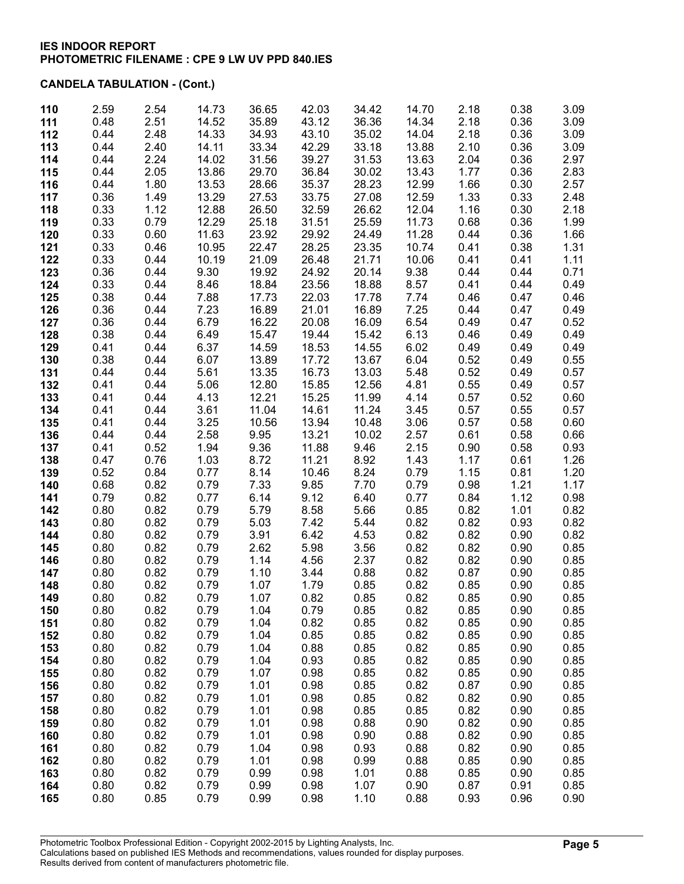**IES INDOOR REPORT**
**PHOTOMETRIC FILENAME : CPE 9 LW UV PPD 840.IES**

**CANDELA TABULATION - (Cont.)**

| | | | | | | | | | | |
|---|---|---|---|---|---|---|---|---|---|---|
| **110** | 2.59 | 2.54 | 14.73 | 36.65 | 42.03 | 34.42 | 14.70 | 2.18 | 0.38 | 3.09 |
| **111** | 0.48 | 2.51 | 14.52 | 35.89 | 43.12 | 36.36 | 14.34 | 2.18 | 0.36 | 3.09 |
| **112** | 0.44 | 2.48 | 14.33 | 34.93 | 43.10 | 35.02 | 14.04 | 2.18 | 0.36 | 3.09 |
| **113** | 0.44 | 2.40 | 14.11 | 33.34 | 42.29 | 33.18 | 13.88 | 2.10 | 0.36 | 3.09 |
| **114** | 0.44 | 2.24 | 14.02 | 31.56 | 39.27 | 31.53 | 13.63 | 2.04 | 0.36 | 2.97 |
| **115** | 0.44 | 2.05 | 13.86 | 29.70 | 36.84 | 30.02 | 13.43 | 1.77 | 0.36 | 2.83 |
| **116** | 0.44 | 1.80 | 13.53 | 28.66 | 35.37 | 28.23 | 12.99 | 1.66 | 0.30 | 2.57 |
| **117** | 0.36 | 1.49 | 13.29 | 27.53 | 33.75 | 27.08 | 12.59 | 1.33 | 0.33 | 2.48 |
| **118** | 0.33 | 1.12 | 12.88 | 26.50 | 32.59 | 26.62 | 12.04 | 1.16 | 0.30 | 2.18 |
| **119** | 0.33 | 0.79 | 12.29 | 25.18 | 31.51 | 25.59 | 11.73 | 0.68 | 0.36 | 1.99 |
| **120** | 0.33 | 0.60 | 11.63 | 23.92 | 29.92 | 24.49 | 11.28 | 0.44 | 0.36 | 1.66 |
| **121** | 0.33 | 0.46 | 10.95 | 22.47 | 28.25 | 23.35 | 10.74 | 0.41 | 0.38 | 1.31 |
| **122** | 0.33 | 0.44 | 10.19 | 21.09 | 26.48 | 21.71 | 10.06 | 0.41 | 0.41 | 1.11 |
| **123** | 0.36 | 0.44 | 9.30 | 19.92 | 24.92 | 20.14 | 9.38 | 0.44 | 0.44 | 0.71 |
| **124** | 0.33 | 0.44 | 8.46 | 18.84 | 23.56 | 18.88 | 8.57 | 0.41 | 0.44 | 0.49 |
| **125** | 0.38 | 0.44 | 7.88 | 17.73 | 22.03 | 17.78 | 7.74 | 0.46 | 0.47 | 0.46 |
| **126** | 0.36 | 0.44 | 7.23 | 16.89 | 21.01 | 16.89 | 7.25 | 0.44 | 0.47 | 0.49 |
| **127** | 0.36 | 0.44 | 6.79 | 16.22 | 20.08 | 16.09 | 6.54 | 0.49 | 0.47 | 0.52 |
| **128** | 0.38 | 0.44 | 6.49 | 15.47 | 19.44 | 15.42 | 6.13 | 0.46 | 0.49 | 0.49 |
| **129** | 0.41 | 0.44 | 6.37 | 14.59 | 18.53 | 14.55 | 6.02 | 0.49 | 0.49 | 0.49 |
| **130** | 0.38 | 0.44 | 6.07 | 13.89 | 17.72 | 13.67 | 6.04 | 0.52 | 0.49 | 0.55 |
| **131** | 0.44 | 0.44 | 5.61 | 13.35 | 16.73 | 13.03 | 5.48 | 0.52 | 0.49 | 0.57 |
| **132** | 0.41 | 0.44 | 5.06 | 12.80 | 15.85 | 12.56 | 4.81 | 0.55 | 0.49 | 0.57 |
| **133** | 0.41 | 0.44 | 4.13 | 12.21 | 15.25 | 11.99 | 4.14 | 0.57 | 0.52 | 0.60 |
| **134** | 0.41 | 0.44 | 3.61 | 11.04 | 14.61 | 11.24 | 3.45 | 0.57 | 0.55 | 0.57 |
| **135** | 0.41 | 0.44 | 3.25 | 10.56 | 13.94 | 10.48 | 3.06 | 0.57 | 0.58 | 0.60 |
| **136** | 0.44 | 0.44 | 2.58 | 9.95 | 13.21 | 10.02 | 2.57 | 0.61 | 0.58 | 0.66 |
| **137** | 0.41 | 0.52 | 1.94 | 9.36 | 11.88 | 9.46 | 2.15 | 0.90 | 0.58 | 0.93 |
| **138** | 0.47 | 0.76 | 1.03 | 8.72 | 11.21 | 8.92 | 1.43 | 1.17 | 0.61 | 1.26 |
| **139** | 0.52 | 0.84 | 0.77 | 8.14 | 10.46 | 8.24 | 0.79 | 1.15 | 0.81 | 1.20 |
| **140** | 0.68 | 0.82 | 0.79 | 7.33 | 9.85 | 7.70 | 0.79 | 0.98 | 1.21 | 1.17 |
| **141** | 0.79 | 0.82 | 0.77 | 6.14 | 9.12 | 6.40 | 0.77 | 0.84 | 1.12 | 0.98 |
| **142** | 0.80 | 0.82 | 0.79 | 5.79 | 8.58 | 5.66 | 0.85 | 0.82 | 1.01 | 0.82 |
| **143** | 0.80 | 0.82 | 0.79 | 5.03 | 7.42 | 5.44 | 0.82 | 0.82 | 0.93 | 0.82 |
| **144** | 0.80 | 0.82 | 0.79 | 3.91 | 6.42 | 4.53 | 0.82 | 0.82 | 0.90 | 0.82 |
| **145** | 0.80 | 0.82 | 0.79 | 2.62 | 5.98 | 3.56 | 0.82 | 0.82 | 0.90 | 0.85 |
| **146** | 0.80 | 0.82 | 0.79 | 1.14 | 4.56 | 2.37 | 0.82 | 0.82 | 0.90 | 0.85 |
| **147** | 0.80 | 0.82 | 0.79 | 1.10 | 3.44 | 0.88 | 0.82 | 0.87 | 0.90 | 0.85 |
| **148** | 0.80 | 0.82 | 0.79 | 1.07 | 1.79 | 0.85 | 0.82 | 0.85 | 0.90 | 0.85 |
| **149** | 0.80 | 0.82 | 0.79 | 1.07 | 0.82 | 0.85 | 0.82 | 0.85 | 0.90 | 0.85 |
| **150** | 0.80 | 0.82 | 0.79 | 1.04 | 0.79 | 0.85 | 0.82 | 0.85 | 0.90 | 0.85 |
| **151** | 0.80 | 0.82 | 0.79 | 1.04 | 0.82 | 0.85 | 0.82 | 0.85 | 0.90 | 0.85 |
| **152** | 0.80 | 0.82 | 0.79 | 1.04 | 0.85 | 0.85 | 0.82 | 0.85 | 0.90 | 0.85 |
| **153** | 0.80 | 0.82 | 0.79 | 1.04 | 0.88 | 0.85 | 0.82 | 0.85 | 0.90 | 0.85 |
| **154** | 0.80 | 0.82 | 0.79 | 1.04 | 0.93 | 0.85 | 0.82 | 0.85 | 0.90 | 0.85 |
| **155** | 0.80 | 0.82 | 0.79 | 1.07 | 0.98 | 0.85 | 0.82 | 0.85 | 0.90 | 0.85 |
| **156** | 0.80 | 0.82 | 0.79 | 1.01 | 0.98 | 0.85 | 0.82 | 0.87 | 0.90 | 0.85 |
| **157** | 0.80 | 0.82 | 0.79 | 1.01 | 0.98 | 0.85 | 0.82 | 0.82 | 0.90 | 0.85 |
| **158** | 0.80 | 0.82 | 0.79 | 1.01 | 0.98 | 0.85 | 0.85 | 0.82 | 0.90 | 0.85 |
| **159** | 0.80 | 0.82 | 0.79 | 1.01 | 0.98 | 0.88 | 0.90 | 0.82 | 0.90 | 0.85 |
| **160** | 0.80 | 0.82 | 0.79 | 1.01 | 0.98 | 0.90 | 0.88 | 0.82 | 0.90 | 0.85 |
| **161** | 0.80 | 0.82 | 0.79 | 1.04 | 0.98 | 0.93 | 0.88 | 0.82 | 0.90 | 0.85 |
| **162** | 0.80 | 0.82 | 0.79 | 1.01 | 0.98 | 0.99 | 0.88 | 0.85 | 0.90 | 0.85 |
| **163** | 0.80 | 0.82 | 0.79 | 0.99 | 0.98 | 1.01 | 0.88 | 0.85 | 0.90 | 0.85 |
| **164** | 0.80 | 0.82 | 0.79 | 0.99 | 0.98 | 1.07 | 0.90 | 0.87 | 0.91 | 0.85 |
| **165** | 0.80 | 0.85 | 0.79 | 0.99 | 0.98 | 1.10 | 0.88 | 0.93 | 0.96 | 0.90 |

Photometric Toolbox Professional Edition - Copyright 2002-2015 by Lighting Analysts, Inc.
Calculations based on published IES Methods and recommendations, values rounded for display purposes.
Results derived from content of manufacturers photometric file.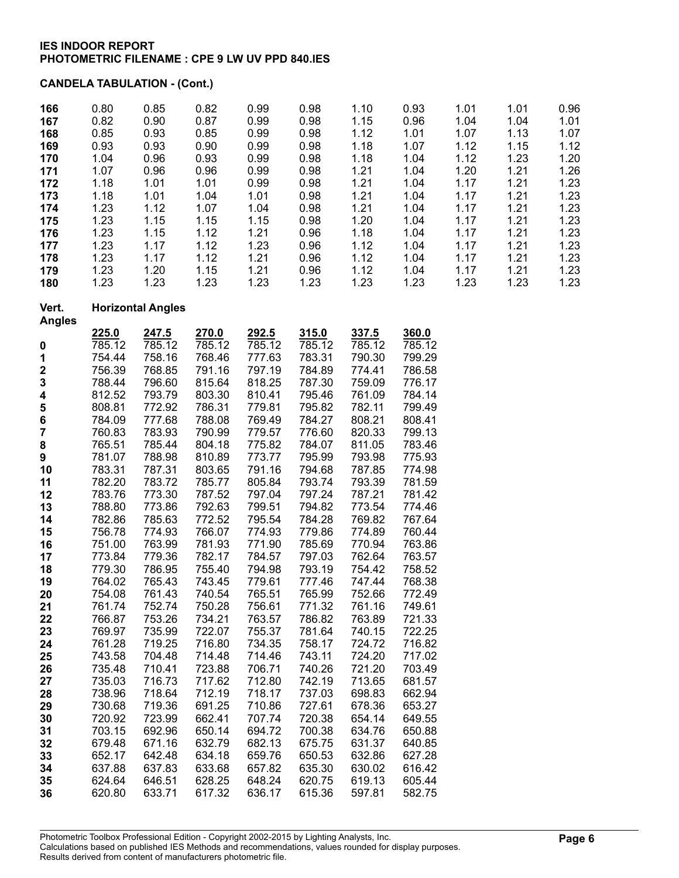**IES INDOOR REPORT**
**PHOTOMETRIC FILENAME : CPE 9 LW UV PPD 840.IES**

**CANDELA TABULATION - (Cont.)**

| | | | | | | | | | | |
|---|---|---|---|---|---|---|---|---|---|---|
| **166** | 0.80 | 0.85 | 0.82 | 0.99 | 0.98 | 1.10 | 0.93 | 1.01 | 1.01 | 0.96 |
| **167** | 0.82 | 0.90 | 0.87 | 0.99 | 0.98 | 1.15 | 0.96 | 1.04 | 1.04 | 1.01 |
| **168** | 0.85 | 0.93 | 0.85 | 0.99 | 0.98 | 1.12 | 1.01 | 1.07 | 1.13 | 1.07 |
| **169** | 0.93 | 0.93 | 0.90 | 0.99 | 0.98 | 1.18 | 1.07 | 1.12 | 1.15 | 1.12 |
| **170** | 1.04 | 0.96 | 0.93 | 0.99 | 0.98 | 1.18 | 1.04 | 1.12 | 1.23 | 1.20 |
| **171** | 1.07 | 0.96 | 0.96 | 0.99 | 0.98 | 1.21 | 1.04 | 1.20 | 1.21 | 1.26 |
| **172** | 1.18 | 1.01 | 1.01 | 0.99 | 0.98 | 1.21 | 1.04 | 1.17 | 1.21 | 1.23 |
| **173** | 1.18 | 1.01 | 1.04 | 1.01 | 0.98 | 1.21 | 1.04 | 1.17 | 1.21 | 1.23 |
| **174** | 1.23 | 1.12 | 1.07 | 1.04 | 0.98 | 1.21 | 1.04 | 1.17 | 1.21 | 1.23 |
| **175** | 1.23 | 1.15 | 1.15 | 1.15 | 0.98 | 1.20 | 1.04 | 1.17 | 1.21 | 1.23 |
| **176** | 1.23 | 1.15 | 1.12 | 1.21 | 0.96 | 1.18 | 1.04 | 1.17 | 1.21 | 1.23 |
| **177** | 1.23 | 1.17 | 1.12 | 1.23 | 0.96 | 1.12 | 1.04 | 1.17 | 1.21 | 1.23 |
| **178** | 1.23 | 1.17 | 1.12 | 1.21 | 0.96 | 1.12 | 1.04 | 1.17 | 1.21 | 1.23 |
| **179** | 1.23 | 1.20 | 1.15 | 1.21 | 0.96 | 1.12 | 1.04 | 1.17 | 1.21 | 1.23 |
| **180** | 1.23 | 1.23 | 1.23 | 1.23 | 1.23 | 1.23 | 1.23 | 1.23 | 1.23 | 1.23 |

| **Vert. Angles** | **Horizontal Angles** | | | | | | |
|---|---|---|---|---|---|---|---|
| | **225.0** | **247.5** | **270.0** | **292.5** | **315.0** | **337.5** | **360.0** |
| **0** | 785.12 | 785.12 | 785.12 | 785.12 | 785.12 | 785.12 | 785.12 |
| **1** | 754.44 | 758.16 | 768.46 | 777.63 | 783.31 | 790.30 | 799.29 |
| **2** | 756.39 | 768.85 | 791.16 | 797.19 | 784.89 | 774.41 | 786.58 |
| **3** | 788.44 | 796.60 | 815.64 | 818.25 | 787.30 | 759.09 | 776.17 |
| **4** | 812.52 | 793.79 | 803.30 | 810.41 | 795.46 | 761.09 | 784.14 |
| **5** | 808.81 | 772.92 | 786.31 | 779.81 | 795.82 | 782.11 | 799.49 |
| **6** | 784.09 | 777.68 | 788.08 | 769.49 | 784.27 | 808.21 | 808.41 |
| **7** | 760.83 | 783.93 | 790.99 | 779.57 | 776.60 | 820.33 | 799.13 |
| **8** | 765.51 | 785.44 | 804.18 | 775.82 | 784.07 | 811.05 | 783.46 |
| **9** | 781.07 | 788.98 | 810.89 | 773.77 | 795.99 | 793.98 | 775.93 |
| **10** | 783.31 | 787.31 | 803.65 | 791.16 | 794.68 | 787.85 | 774.98 |
| **11** | 782.20 | 783.72 | 785.77 | 805.84 | 793.74 | 793.39 | 781.59 |
| **12** | 783.76 | 773.30 | 787.52 | 797.04 | 797.24 | 787.21 | 781.42 |
| **13** | 788.80 | 773.86 | 792.63 | 799.51 | 794.82 | 773.54 | 774.46 |
| **14** | 782.86 | 785.63 | 772.52 | 795.54 | 784.28 | 769.82 | 767.64 |
| **15** | 756.78 | 774.93 | 766.07 | 774.93 | 779.86 | 774.89 | 760.44 |
| **16** | 751.00 | 763.99 | 781.93 | 771.90 | 785.69 | 770.94 | 763.86 |
| **17** | 773.84 | 779.36 | 782.17 | 784.57 | 797.03 | 762.64 | 763.57 |
| **18** | 779.30 | 786.95 | 755.40 | 794.98 | 793.19 | 754.42 | 758.52 |
| **19** | 764.02 | 765.43 | 743.45 | 779.61 | 777.46 | 747.44 | 768.38 |
| **20** | 754.08 | 761.43 | 740.54 | 765.51 | 765.99 | 752.66 | 772.49 |
| **21** | 761.74 | 752.74 | 750.28 | 756.61 | 771.32 | 761.16 | 749.61 |
| **22** | 766.87 | 753.26 | 734.21 | 763.57 | 786.82 | 763.89 | 721.33 |
| **23** | 769.97 | 735.99 | 722.07 | 755.37 | 781.64 | 740.15 | 722.25 |
| **24** | 761.28 | 719.25 | 716.80 | 734.35 | 758.17 | 724.72 | 716.82 |
| **25** | 743.58 | 704.48 | 714.48 | 714.46 | 743.11 | 724.20 | 717.02 |
| **26** | 735.48 | 710.41 | 723.88 | 706.71 | 740.26 | 721.20 | 703.49 |
| **27** | 735.03 | 716.73 | 717.62 | 712.80 | 742.19 | 713.65 | 681.57 |
| **28** | 738.96 | 718.64 | 712.19 | 718.17 | 737.03 | 698.83 | 662.94 |
| **29** | 730.68 | 719.36 | 691.25 | 710.86 | 727.61 | 678.36 | 653.27 |
| **30** | 720.92 | 723.99 | 662.41 | 707.74 | 720.38 | 654.14 | 649.55 |
| **31** | 703.15 | 692.96 | 650.14 | 694.72 | 700.38 | 634.76 | 650.88 |
| **32** | 679.48 | 671.16 | 632.79 | 682.13 | 675.75 | 631.37 | 640.85 |
| **33** | 652.17 | 642.48 | 634.18 | 659.76 | 650.53 | 632.86 | 627.28 |
| **34** | 637.88 | 637.83 | 633.68 | 657.82 | 635.30 | 630.02 | 616.42 |
| **35** | 624.64 | 646.51 | 628.25 | 648.24 | 620.75 | 619.13 | 605.44 |
| **36** | 620.80 | 633.71 | 617.32 | 636.17 | 615.36 | 597.81 | 582.75 |

Photometric Toolbox Professional Edition - Copyright 2002-2015 by Lighting Analysts, Inc.
Calculations based on published IES Methods and recommendations, values rounded for display purposes.
Results derived from content of manufacturers photometric file.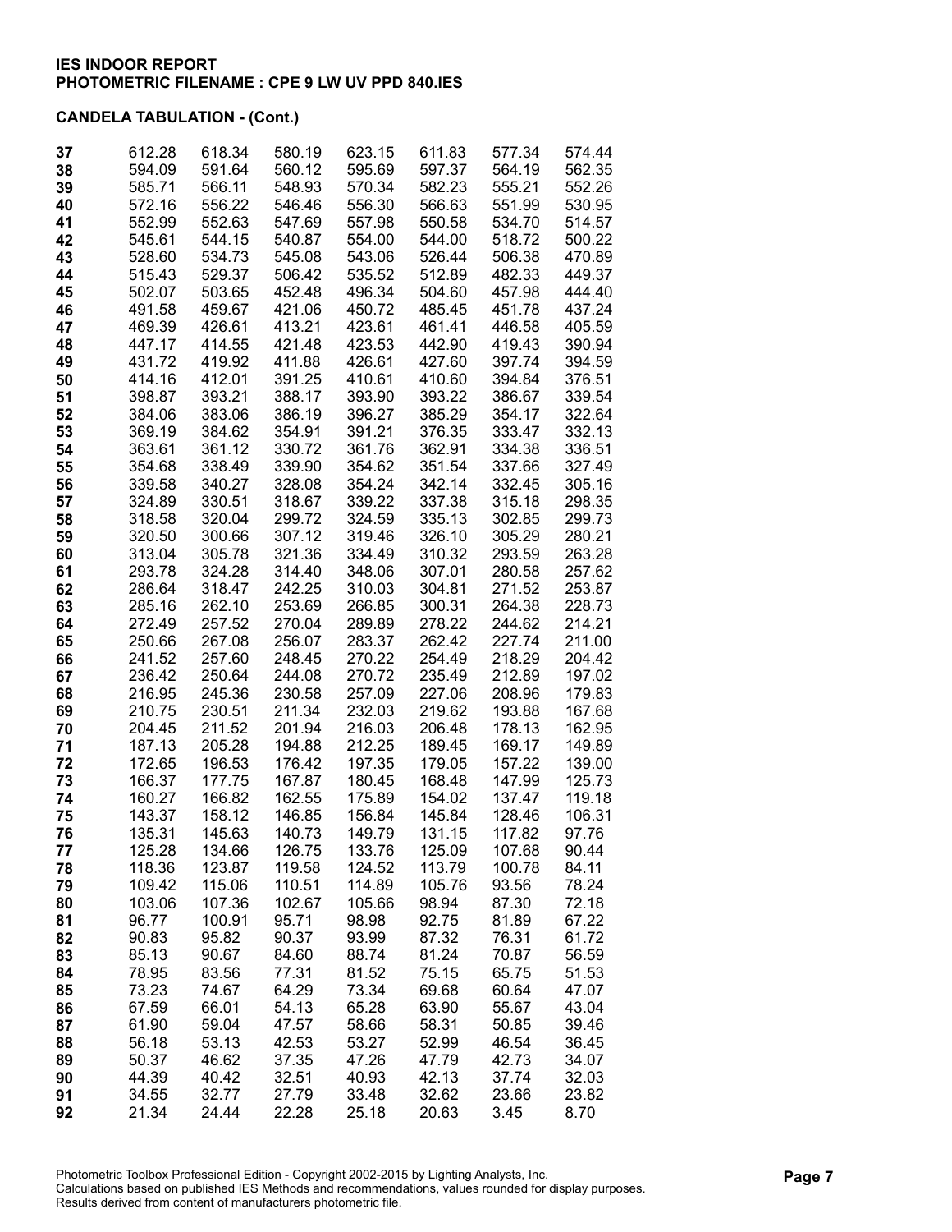**IES INDOOR REPORT**
**PHOTOMETRIC FILENAME : CPE 9 LW UV PPD 840.IES**

**CANDELA TABULATION - (Cont.)**

| | | | | | | | |
|---|---|---|---|---|---|---|---|
| **37** | 612.28 | 618.34 | 580.19 | 623.15 | 611.83 | 577.34 | 574.44 |
| **38** | 594.09 | 591.64 | 560.12 | 595.69 | 597.37 | 564.19 | 562.35 |
| **39** | 585.71 | 566.11 | 548.93 | 570.34 | 582.23 | 555.21 | 552.26 |
| **40** | 572.16 | 556.22 | 546.46 | 556.30 | 566.63 | 551.99 | 530.95 |
| **41** | 552.99 | 552.63 | 547.69 | 557.98 | 550.58 | 534.70 | 514.57 |
| **42** | 545.61 | 544.15 | 540.87 | 554.00 | 544.00 | 518.72 | 500.22 |
| **43** | 528.60 | 534.73 | 545.08 | 543.06 | 526.44 | 506.38 | 470.89 |
| **44** | 515.43 | 529.37 | 506.42 | 535.52 | 512.89 | 482.33 | 449.37 |
| **45** | 502.07 | 503.65 | 452.48 | 496.34 | 504.60 | 457.98 | 444.40 |
| **46** | 491.58 | 459.67 | 421.06 | 450.72 | 485.45 | 451.78 | 437.24 |
| **47** | 469.39 | 426.61 | 413.21 | 423.61 | 461.41 | 446.58 | 405.59 |
| **48** | 447.17 | 414.55 | 421.48 | 423.53 | 442.90 | 419.43 | 390.94 |
| **49** | 431.72 | 419.92 | 411.88 | 426.61 | 427.60 | 397.74 | 394.59 |
| **50** | 414.16 | 412.01 | 391.25 | 410.61 | 410.60 | 394.84 | 376.51 |
| **51** | 398.87 | 393.21 | 388.17 | 393.90 | 393.22 | 386.67 | 339.54 |
| **52** | 384.06 | 383.06 | 386.19 | 396.27 | 385.29 | 354.17 | 322.64 |
| **53** | 369.19 | 384.62 | 354.91 | 391.21 | 376.35 | 333.47 | 332.13 |
| **54** | 363.61 | 361.12 | 330.72 | 361.76 | 362.91 | 334.38 | 336.51 |
| **55** | 354.68 | 338.49 | 339.90 | 354.62 | 351.54 | 337.66 | 327.49 |
| **56** | 339.58 | 340.27 | 328.08 | 354.24 | 342.14 | 332.45 | 305.16 |
| **57** | 324.89 | 330.51 | 318.67 | 339.22 | 337.38 | 315.18 | 298.35 |
| **58** | 318.58 | 320.04 | 299.72 | 324.59 | 335.13 | 302.85 | 299.73 |
| **59** | 320.50 | 300.66 | 307.12 | 319.46 | 326.10 | 305.29 | 280.21 |
| **60** | 313.04 | 305.78 | 321.36 | 334.49 | 310.32 | 293.59 | 263.28 |
| **61** | 293.78 | 324.28 | 314.40 | 348.06 | 307.01 | 280.58 | 257.62 |
| **62** | 286.64 | 318.47 | 242.25 | 310.03 | 304.81 | 271.52 | 253.87 |
| **63** | 285.16 | 262.10 | 253.69 | 266.85 | 300.31 | 264.38 | 228.73 |
| **64** | 272.49 | 257.52 | 270.04 | 289.89 | 278.22 | 244.62 | 214.21 |
| **65** | 250.66 | 267.08 | 256.07 | 283.37 | 262.42 | 227.74 | 211.00 |
| **66** | 241.52 | 257.60 | 248.45 | 270.22 | 254.49 | 218.29 | 204.42 |
| **67** | 236.42 | 250.64 | 244.08 | 270.72 | 235.49 | 212.89 | 197.02 |
| **68** | 216.95 | 245.36 | 230.58 | 257.09 | 227.06 | 208.96 | 179.83 |
| **69** | 210.75 | 230.51 | 211.34 | 232.03 | 219.62 | 193.88 | 167.68 |
| **70** | 204.45 | 211.52 | 201.94 | 216.03 | 206.48 | 178.13 | 162.95 |
| **71** | 187.13 | 205.28 | 194.88 | 212.25 | 189.45 | 169.17 | 149.89 |
| **72** | 172.65 | 196.53 | 176.42 | 197.35 | 179.05 | 157.22 | 139.00 |
| **73** | 166.37 | 177.75 | 167.87 | 180.45 | 168.48 | 147.99 | 125.73 |
| **74** | 160.27 | 166.82 | 162.55 | 175.89 | 154.02 | 137.47 | 119.18 |
| **75** | 143.37 | 158.12 | 146.85 | 156.84 | 145.84 | 128.46 | 106.31 |
| **76** | 135.31 | 145.63 | 140.73 | 149.79 | 131.15 | 117.82 | 97.76 |
| **77** | 125.28 | 134.66 | 126.75 | 133.76 | 125.09 | 107.68 | 90.44 |
| **78** | 118.36 | 123.87 | 119.58 | 124.52 | 113.79 | 100.78 | 84.11 |
| **79** | 109.42 | 115.06 | 110.51 | 114.89 | 105.76 | 93.56 | 78.24 |
| **80** | 103.06 | 107.36 | 102.67 | 105.66 | 98.94 | 87.30 | 72.18 |
| **81** | 96.77 | 100.91 | 95.71 | 98.98 | 92.75 | 81.89 | 67.22 |
| **82** | 90.83 | 95.82 | 90.37 | 93.99 | 87.32 | 76.31 | 61.72 |
| **83** | 85.13 | 90.67 | 84.60 | 88.74 | 81.24 | 70.87 | 56.59 |
| **84** | 78.95 | 83.56 | 77.31 | 81.52 | 75.15 | 65.75 | 51.53 |
| **85** | 73.23 | 74.67 | 64.29 | 73.34 | 69.68 | 60.64 | 47.07 |
| **86** | 67.59 | 66.01 | 54.13 | 65.28 | 63.90 | 55.67 | 43.04 |
| **87** | 61.90 | 59.04 | 47.57 | 58.66 | 58.31 | 50.85 | 39.46 |
| **88** | 56.18 | 53.13 | 42.53 | 53.27 | 52.99 | 46.54 | 36.45 |
| **89** | 50.37 | 46.62 | 37.35 | 47.26 | 47.79 | 42.73 | 34.07 |
| **90** | 44.39 | 40.42 | 32.51 | 40.93 | 42.13 | 37.74 | 32.03 |
| **91** | 34.55 | 32.77 | 27.79 | 33.48 | 32.62 | 23.66 | 23.82 |
| **92** | 21.34 | 24.44 | 22.28 | 25.18 | 20.63 | 3.45 | 8.70 |

Photometric Toolbox Professional Edition - Copyright 2002-2015 by Lighting Analysts, Inc.
Calculations based on published IES Methods and recommendations, values rounded for display purposes.
Results derived from content of manufacturers photometric file.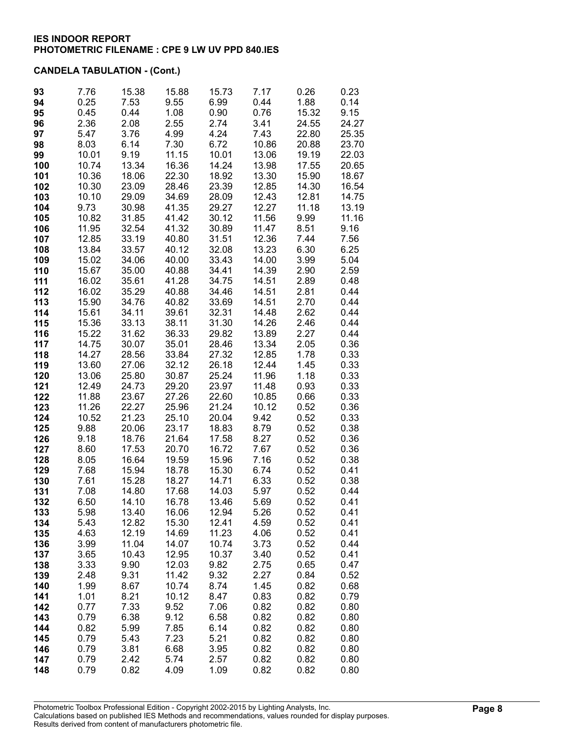**IES INDOOR REPORT**
**PHOTOMETRIC FILENAME : CPE 9 LW UV PPD 840.IES**

**CANDELA TABULATION - (Cont.)**

| | | | | | | | |
|---|---|---|---|---|---|---|---|
| **93** | 7.76 | 15.38 | 15.88 | 15.73 | 7.17 | 0.26 | 0.23 |
| **94** | 0.25 | 7.53 | 9.55 | 6.99 | 0.44 | 1.88 | 0.14 |
| **95** | 0.45 | 0.44 | 1.08 | 0.90 | 0.76 | 15.32 | 9.15 |
| **96** | 2.36 | 2.08 | 2.55 | 2.74 | 3.41 | 24.55 | 24.27 |
| **97** | 5.47 | 3.76 | 4.99 | 4.24 | 7.43 | 22.80 | 25.35 |
| **98** | 8.03 | 6.14 | 7.30 | 6.72 | 10.86 | 20.88 | 23.70 |
| **99** | 10.01 | 9.19 | 11.15 | 10.01 | 13.06 | 19.19 | 22.03 |
| **100** | 10.74 | 13.34 | 16.36 | 14.24 | 13.98 | 17.55 | 20.65 |
| **101** | 10.36 | 18.06 | 22.30 | 18.92 | 13.30 | 15.90 | 18.67 |
| **102** | 10.30 | 23.09 | 28.46 | 23.39 | 12.85 | 14.30 | 16.54 |
| **103** | 10.10 | 29.09 | 34.69 | 28.09 | 12.43 | 12.81 | 14.75 |
| **104** | 9.73 | 30.98 | 41.35 | 29.27 | 12.27 | 11.18 | 13.19 |
| **105** | 10.82 | 31.85 | 41.42 | 30.12 | 11.56 | 9.99 | 11.16 |
| **106** | 11.95 | 32.54 | 41.32 | 30.89 | 11.47 | 8.51 | 9.16 |
| **107** | 12.85 | 33.19 | 40.80 | 31.51 | 12.36 | 7.44 | 7.56 |
| **108** | 13.84 | 33.57 | 40.12 | 32.08 | 13.23 | 6.30 | 6.25 |
| **109** | 15.02 | 34.06 | 40.00 | 33.43 | 14.00 | 3.99 | 5.04 |
| **110** | 15.67 | 35.00 | 40.88 | 34.41 | 14.39 | 2.90 | 2.59 |
| **111** | 16.02 | 35.61 | 41.28 | 34.75 | 14.51 | 2.89 | 0.48 |
| **112** | 16.02 | 35.29 | 40.88 | 34.46 | 14.51 | 2.81 | 0.44 |
| **113** | 15.90 | 34.76 | 40.82 | 33.69 | 14.51 | 2.70 | 0.44 |
| **114** | 15.61 | 34.11 | 39.61 | 32.31 | 14.48 | 2.62 | 0.44 |
| **115** | 15.36 | 33.13 | 38.11 | 31.30 | 14.26 | 2.46 | 0.44 |
| **116** | 15.22 | 31.62 | 36.33 | 29.82 | 13.89 | 2.27 | 0.44 |
| **117** | 14.75 | 30.07 | 35.01 | 28.46 | 13.34 | 2.05 | 0.36 |
| **118** | 14.27 | 28.56 | 33.84 | 27.32 | 12.85 | 1.78 | 0.33 |
| **119** | 13.60 | 27.06 | 32.12 | 26.18 | 12.44 | 1.45 | 0.33 |
| **120** | 13.06 | 25.80 | 30.87 | 25.24 | 11.96 | 1.18 | 0.33 |
| **121** | 12.49 | 24.73 | 29.20 | 23.97 | 11.48 | 0.93 | 0.33 |
| **122** | 11.88 | 23.67 | 27.26 | 22.60 | 10.85 | 0.66 | 0.33 |
| **123** | 11.26 | 22.27 | 25.96 | 21.24 | 10.12 | 0.52 | 0.36 |
| **124** | 10.52 | 21.23 | 25.10 | 20.04 | 9.42 | 0.52 | 0.33 |
| **125** | 9.88 | 20.06 | 23.17 | 18.83 | 8.79 | 0.52 | 0.38 |
| **126** | 9.18 | 18.76 | 21.64 | 17.58 | 8.27 | 0.52 | 0.36 |
| **127** | 8.60 | 17.53 | 20.70 | 16.72 | 7.67 | 0.52 | 0.36 |
| **128** | 8.05 | 16.64 | 19.59 | 15.96 | 7.16 | 0.52 | 0.38 |
| **129** | 7.68 | 15.94 | 18.78 | 15.30 | 6.74 | 0.52 | 0.41 |
| **130** | 7.61 | 15.28 | 18.27 | 14.71 | 6.33 | 0.52 | 0.38 |
| **131** | 7.08 | 14.80 | 17.68 | 14.03 | 5.97 | 0.52 | 0.44 |
| **132** | 6.50 | 14.10 | 16.78 | 13.46 | 5.69 | 0.52 | 0.41 |
| **133** | 5.98 | 13.40 | 16.06 | 12.94 | 5.26 | 0.52 | 0.41 |
| **134** | 5.43 | 12.82 | 15.30 | 12.41 | 4.59 | 0.52 | 0.41 |
| **135** | 4.63 | 12.19 | 14.69 | 11.23 | 4.06 | 0.52 | 0.41 |
| **136** | 3.99 | 11.04 | 14.07 | 10.74 | 3.73 | 0.52 | 0.44 |
| **137** | 3.65 | 10.43 | 12.95 | 10.37 | 3.40 | 0.52 | 0.41 |
| **138** | 3.33 | 9.90 | 12.03 | 9.82 | 2.75 | 0.65 | 0.47 |
| **139** | 2.48 | 9.31 | 11.42 | 9.32 | 2.27 | 0.84 | 0.52 |
| **140** | 1.99 | 8.67 | 10.74 | 8.74 | 1.45 | 0.82 | 0.68 |
| **141** | 1.01 | 8.21 | 10.12 | 8.47 | 0.83 | 0.82 | 0.79 |
| **142** | 0.77 | 7.33 | 9.52 | 7.06 | 0.82 | 0.82 | 0.80 |
| **143** | 0.79 | 6.38 | 9.12 | 6.58 | 0.82 | 0.82 | 0.80 |
| **144** | 0.82 | 5.99 | 7.85 | 6.14 | 0.82 | 0.82 | 0.80 |
| **145** | 0.79 | 5.43 | 7.23 | 5.21 | 0.82 | 0.82 | 0.80 |
| **146** | 0.79 | 3.81 | 6.68 | 3.95 | 0.82 | 0.82 | 0.80 |
| **147** | 0.79 | 2.42 | 5.74 | 2.57 | 0.82 | 0.82 | 0.80 |
| **148** | 0.79 | 0.82 | 4.09 | 1.09 | 0.82 | 0.82 | 0.80 |

Photometric Toolbox Professional Edition - Copyright 2002-2015 by Lighting Analysts, Inc.
Calculations based on published IES Methods and recommendations, values rounded for display purposes.
Results derived from content of manufacturers photometric file.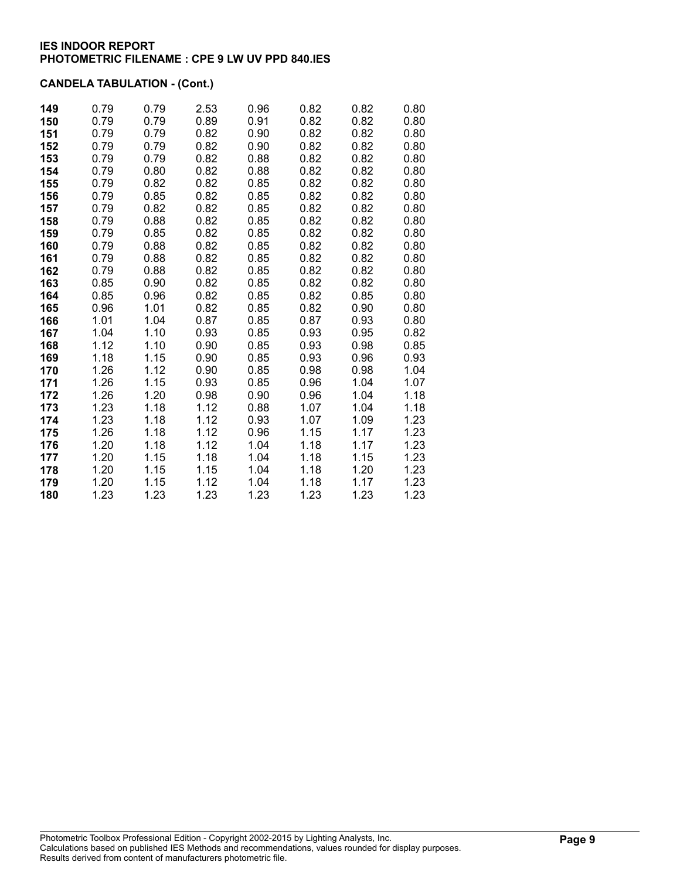**IES INDOOR REPORT**
**PHOTOMETRIC FILENAME : CPE 9 LW UV PPD 840.IES**

**CANDELA TABULATION - (Cont.)**

| | | | | | | | |
|---|---|---|---|---|---|---|---|
| **149** | 0.79 | 0.79 | 2.53 | 0.96 | 0.82 | 0.82 | 0.80 |
| **150** | 0.79 | 0.79 | 0.89 | 0.91 | 0.82 | 0.82 | 0.80 |
| **151** | 0.79 | 0.79 | 0.82 | 0.90 | 0.82 | 0.82 | 0.80 |
| **152** | 0.79 | 0.79 | 0.82 | 0.90 | 0.82 | 0.82 | 0.80 |
| **153** | 0.79 | 0.79 | 0.82 | 0.88 | 0.82 | 0.82 | 0.80 |
| **154** | 0.79 | 0.80 | 0.82 | 0.88 | 0.82 | 0.82 | 0.80 |
| **155** | 0.79 | 0.82 | 0.82 | 0.85 | 0.82 | 0.82 | 0.80 |
| **156** | 0.79 | 0.85 | 0.82 | 0.85 | 0.82 | 0.82 | 0.80 |
| **157** | 0.79 | 0.82 | 0.82 | 0.85 | 0.82 | 0.82 | 0.80 |
| **158** | 0.79 | 0.88 | 0.82 | 0.85 | 0.82 | 0.82 | 0.80 |
| **159** | 0.79 | 0.85 | 0.82 | 0.85 | 0.82 | 0.82 | 0.80 |
| **160** | 0.79 | 0.88 | 0.82 | 0.85 | 0.82 | 0.82 | 0.80 |
| **161** | 0.79 | 0.88 | 0.82 | 0.85 | 0.82 | 0.82 | 0.80 |
| **162** | 0.79 | 0.88 | 0.82 | 0.85 | 0.82 | 0.82 | 0.80 |
| **163** | 0.85 | 0.90 | 0.82 | 0.85 | 0.82 | 0.82 | 0.80 |
| **164** | 0.85 | 0.96 | 0.82 | 0.85 | 0.82 | 0.85 | 0.80 |
| **165** | 0.96 | 1.01 | 0.82 | 0.85 | 0.82 | 0.90 | 0.80 |
| **166** | 1.01 | 1.04 | 0.87 | 0.85 | 0.87 | 0.93 | 0.80 |
| **167** | 1.04 | 1.10 | 0.93 | 0.85 | 0.93 | 0.95 | 0.82 |
| **168** | 1.12 | 1.10 | 0.90 | 0.85 | 0.93 | 0.98 | 0.85 |
| **169** | 1.18 | 1.15 | 0.90 | 0.85 | 0.93 | 0.96 | 0.93 |
| **170** | 1.26 | 1.12 | 0.90 | 0.85 | 0.98 | 0.98 | 1.04 |
| **171** | 1.26 | 1.15 | 0.93 | 0.85 | 0.96 | 1.04 | 1.07 |
| **172** | 1.26 | 1.20 | 0.98 | 0.90 | 0.96 | 1.04 | 1.18 |
| **173** | 1.23 | 1.18 | 1.12 | 0.88 | 1.07 | 1.04 | 1.18 |
| **174** | 1.23 | 1.18 | 1.12 | 0.93 | 1.07 | 1.09 | 1.23 |
| **175** | 1.26 | 1.18 | 1.12 | 0.96 | 1.15 | 1.17 | 1.23 |
| **176** | 1.20 | 1.18 | 1.12 | 1.04 | 1.18 | 1.17 | 1.23 |
| **177** | 1.20 | 1.15 | 1.18 | 1.04 | 1.18 | 1.15 | 1.23 |
| **178** | 1.20 | 1.15 | 1.15 | 1.04 | 1.18 | 1.20 | 1.23 |
| **179** | 1.20 | 1.15 | 1.12 | 1.04 | 1.18 | 1.17 | 1.23 |
| **180** | 1.23 | 1.23 | 1.23 | 1.23 | 1.23 | 1.23 | 1.23 |

Photometric Toolbox Professional Edition - Copyright 2002-2015 by Lighting Analysts, Inc.
Calculations based on published IES Methods and recommendations, values rounded for display purposes.
Results derived from content of manufacturers photometric file.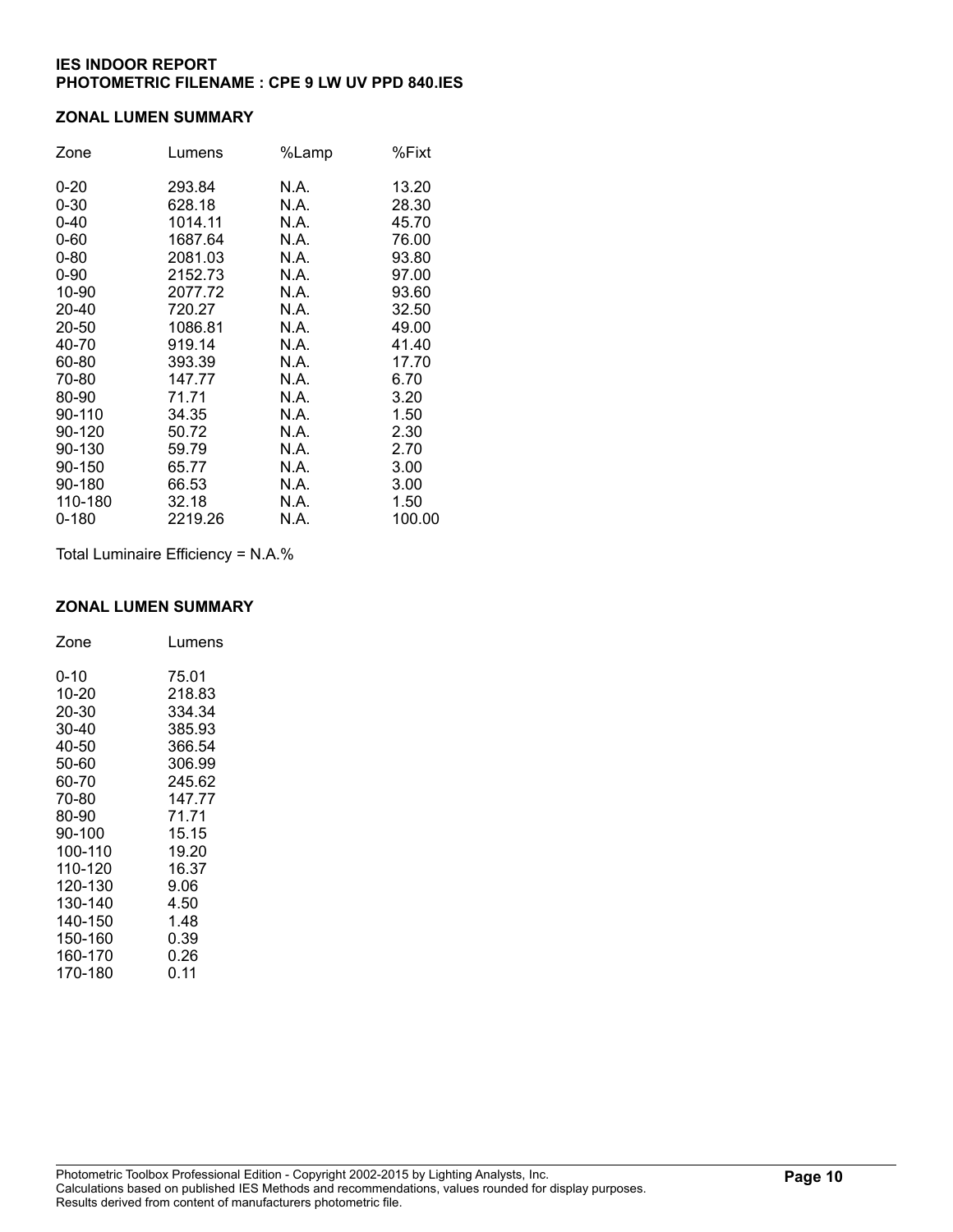**IES INDOOR REPORT**
**PHOTOMETRIC FILENAME : CPE 9 LW UV PPD 840.IES**

## ZONAL LUMEN SUMMARY

| Zone | Lumens | %Lamp | %Fixt |
|---|---|---|---|
| 0-20 | 293.84 | N.A. | 13.20 |
| 0-30 | 628.18 | N.A. | 28.30 |
| 0-40 | 1014.11 | N.A. | 45.70 |
| 0-60 | 1687.64 | N.A. | 76.00 |
| 0-80 | 2081.03 | N.A. | 93.80 |
| 0-90 | 2152.73 | N.A. | 97.00 |
| 10-90 | 2077.72 | N.A. | 93.60 |
| 20-40 | 720.27 | N.A. | 32.50 |
| 20-50 | 1086.81 | N.A. | 49.00 |
| 40-70 | 919.14 | N.A. | 41.40 |
| 60-80 | 393.39 | N.A. | 17.70 |
| 70-80 | 147.77 | N.A. | 6.70 |
| 80-90 | 71.71 | N.A. | 3.20 |
| 90-110 | 34.35 | N.A. | 1.50 |
| 90-120 | 50.72 | N.A. | 2.30 |
| 90-130 | 59.79 | N.A. | 2.70 |
| 90-150 | 65.77 | N.A. | 3.00 |
| 90-180 | 66.53 | N.A. | 3.00 |
| 110-180 | 32.18 | N.A. | 1.50 |
| 0-180 | 2219.26 | N.A. | 100.00 |

Total Luminaire Efficiency = N.A.%

## ZONAL LUMEN SUMMARY

| Zone | Lumens |
|---|---|
| 0-10 | 75.01 |
| 10-20 | 218.83 |
| 20-30 | 334.34 |
| 30-40 | 385.93 |
| 40-50 | 366.54 |
| 50-60 | 306.99 |
| 60-70 | 245.62 |
| 70-80 | 147.77 |
| 80-90 | 71.71 |
| 90-100 | 15.15 |
| 100-110 | 19.20 |
| 110-120 | 16.37 |
| 120-130 | 9.06 |
| 130-140 | 4.50 |
| 140-150 | 1.48 |
| 150-160 | 0.39 |
| 160-170 | 0.26 |
| 170-180 | 0.11 |

Photometric Toolbox Professional Edition - Copyright 2002-2015 by Lighting Analysts, Inc.
Calculations based on published IES Methods and recommendations, values rounded for display purposes.
Results derived from content of manufacturers photometric file.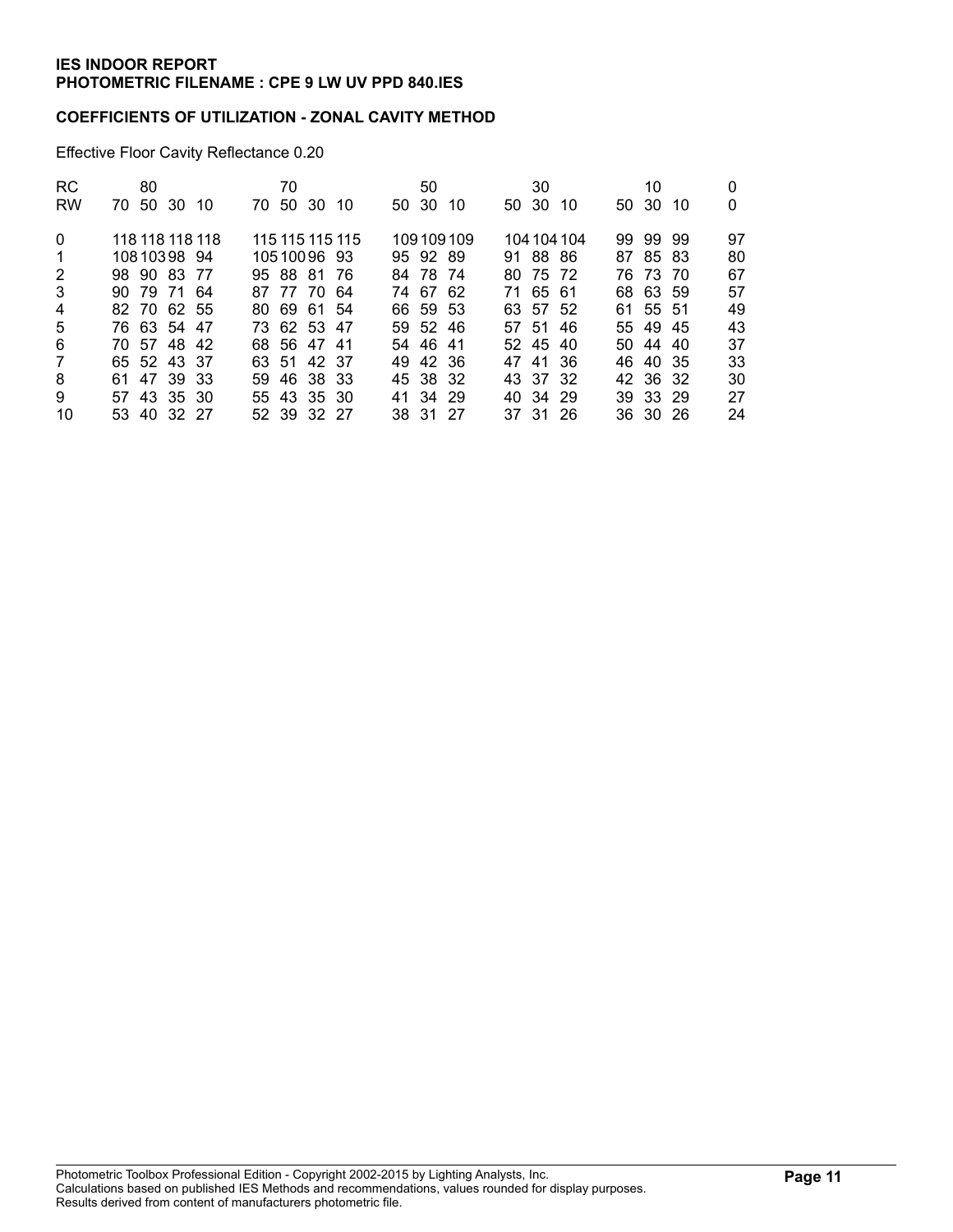**IES INDOOR REPORT**
**PHOTOMETRIC FILENAME : CPE 9 LW UV PPD 840.IES**

**COEFFICIENTS OF UTILIZATION - ZONAL CAVITY METHOD**

Effective Floor Cavity Reflectance 0.20

| RC | 80 | | | | 70 | | | | 50 | | | 30 | | | 10 | | | 0 |
|---|---|---|---|---|---|---|---|---|---|---|---|---|---|---|---|---|---|---|
| RW | 70 | 50 | 30 | 10 | 70 | 50 | 30 | 10 | 50 | 30 | 10 | 50 | 30 | 10 | 50 | 30 | 10 | 0 |
| 0 | 118 | 118 | 118 | 118 | 115 | 115 | 115 | 115 | 109 | 109 | 109 | 104 | 104 | 104 | 99 | 99 | 99 | 97 |
| 1 | 108 | 103 | 98 | 94 | 105 | 100 | 96 | 93 | 95 | 92 | 89 | 91 | 88 | 86 | 87 | 85 | 83 | 80 |
| 2 | 98 | 90 | 83 | 77 | 95 | 88 | 81 | 76 | 84 | 78 | 74 | 80 | 75 | 72 | 76 | 73 | 70 | 67 |
| 3 | 90 | 79 | 71 | 64 | 87 | 77 | 70 | 64 | 74 | 67 | 62 | 71 | 65 | 61 | 68 | 63 | 59 | 57 |
| 4 | 82 | 70 | 62 | 55 | 80 | 69 | 61 | 54 | 66 | 59 | 53 | 63 | 57 | 52 | 61 | 55 | 51 | 49 |
| 5 | 76 | 63 | 54 | 47 | 73 | 62 | 53 | 47 | 59 | 52 | 46 | 57 | 51 | 46 | 55 | 49 | 45 | 43 |
| 6 | 70 | 57 | 48 | 42 | 68 | 56 | 47 | 41 | 54 | 46 | 41 | 52 | 45 | 40 | 50 | 44 | 40 | 37 |
| 7 | 65 | 52 | 43 | 37 | 63 | 51 | 42 | 37 | 49 | 42 | 36 | 47 | 41 | 36 | 46 | 40 | 35 | 33 |
| 8 | 61 | 47 | 39 | 33 | 59 | 46 | 38 | 33 | 45 | 38 | 32 | 43 | 37 | 32 | 42 | 36 | 32 | 30 |
| 9 | 57 | 43 | 35 | 30 | 55 | 43 | 35 | 30 | 41 | 34 | 29 | 40 | 34 | 29 | 39 | 33 | 29 | 27 |
| 10 | 53 | 40 | 32 | 27 | 52 | 39 | 32 | 27 | 38 | 31 | 27 | 37 | 31 | 26 | 36 | 30 | 26 | 24 |

Photometric Toolbox Professional Edition - Copyright 2002-2015 by Lighting Analysts, Inc.
Calculations based on published IES Methods and recommendations, values rounded for display purposes.
Results derived from content of manufacturers photometric file.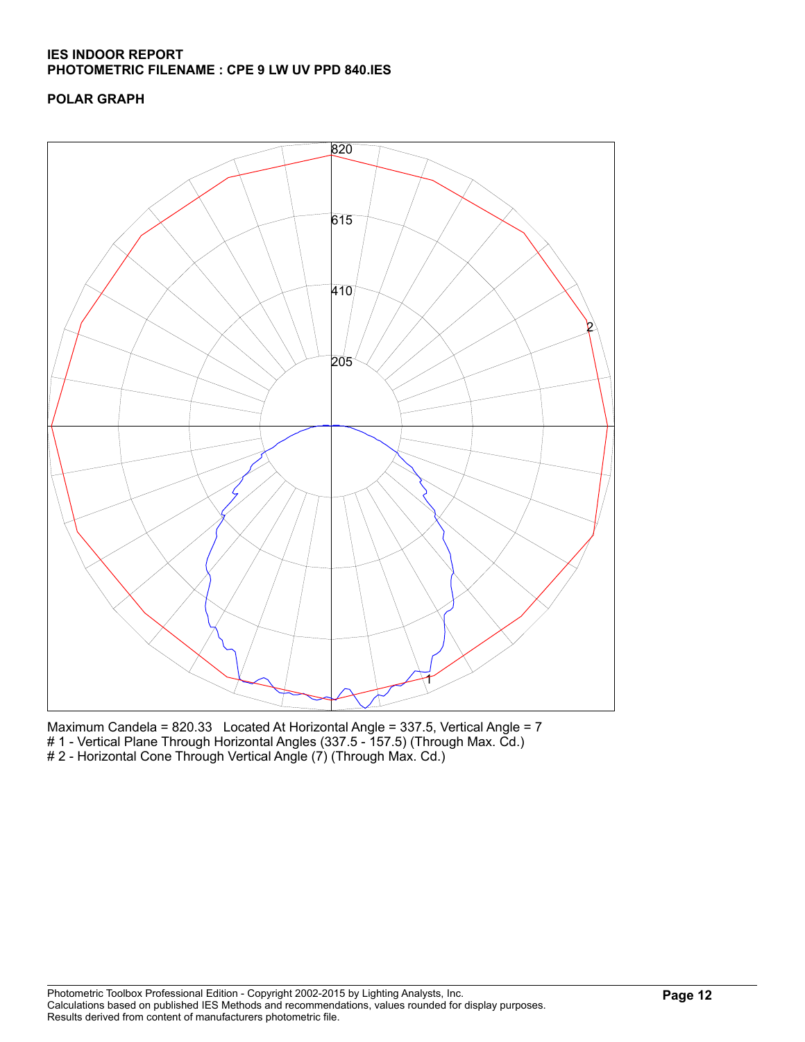**IES INDOOR REPORT**
**PHOTOMETRIC FILENAME : CPE 9 LW UV PPD 840.IES**

**POLAR GRAPH**

820
615
410
205
2
1

Maximum Candela = 820.33 Located At Horizontal Angle = 337.5, Vertical Angle = 7
# 1 - Vertical Plane Through Horizontal Angles (337.5 - 157.5) (Through Max. Cd.)
# 2 - Horizontal Cone Through Vertical Angle (7) (Through Max. Cd.)

Photometric Toolbox Professional Edition - Copyright 2002-2015 by Lighting Analysts, Inc.
Calculations based on published IES Methods and recommendations, values rounded for display purposes.
Results derived from content of manufacturers photometric file.